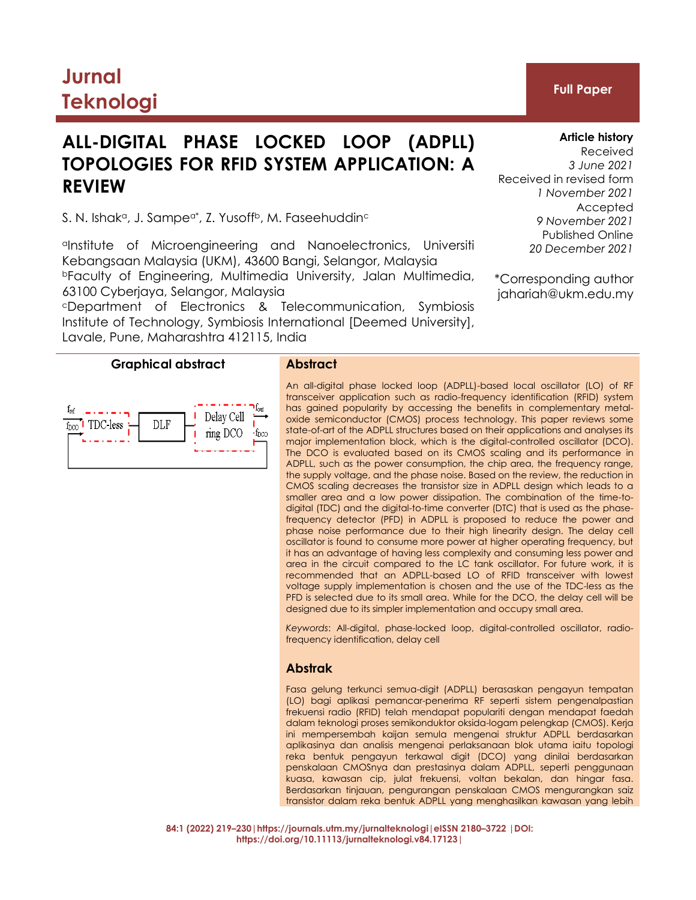# ALL-DIGITAL PHASE LOCKED LOOP (ADPLL) TOPOLOGIES FOR RFID SYSTEM APPLICATION: A REVIEW

S. N. Ishak[a], J. Sampe[a*], Z. Yusoff[b], M. Faseehuddin[c]

[a]Institute of Microengineering and Nanoelectronics, Universiti Kebangsaan Malaysia (UKM), 43600 Bangi, Selangor, Malaysia

[b]Faculty of Engineering, Multimedia University, Jalan Multimedia, 63100 Cyberjaya, Selangor, Malaysia

[c]Department of Electronics & Telecommunication, Symbiosis Institute of Technology, Symbiosis International [Deemed University], Lavale, Pune, Maharashtra 412115, India

**Article history**

Received
*3 June 2021*

Received in revised form
*1 November 2021*

Accepted
*9 November 2021*

Published Online
*20 December 2021*

*Corresponding author
jahariah@ukm.edu.my

## Graphical abstract

## Abstract

An all-digital phase locked loop (ADPLL)-based local oscillator (LO) of RF transceiver application such as radio-frequency identification (RFID) system has gained popularity by accessing the benefits in complementary metal-oxide semiconductor (CMOS) process technology. This paper reviews some state-of-art of the ADPLL structures based on their applications and analyses its major implementation block, which is the digital-controlled oscillator (DCO). The DCO is evaluated based on its CMOS scaling and its performance in ADPLL, such as the power consumption, the chip area, the frequency range, the supply voltage, and the phase noise. Based on the review, the reduction in CMOS scaling decreases the transistor size in ADPLL design which leads to a smaller area and a low power dissipation. The combination of the time-to-digital (TDC) and the digital-to-time converter (DTC) that is used as the phase-frequency detector (PFD) in ADPLL is proposed to reduce the power and phase noise performance due to their high linearity design. The delay cell oscillator is found to consume more power at higher operating frequency, but it has an advantage of having less complexity and consuming less power and area in the circuit compared to the LC tank oscillator. For future work, it is recommended that an ADPLL-based LO of RFID transceiver with lowest voltage supply implementation is chosen and the use of the TDC-less as the PFD is selected due to its small area. While for the DCO, the delay cell will be designed due to its simpler implementation and occupy small area.

*Keywords*: All-digital, phase-locked loop, digital-controlled oscillator, radio-frequency identification, delay cell

## Abstrak

Fasa gelung terkunci semua-digit (ADPLL) berasaskan pengayun tempatan (LO) bagi aplikasi pemancar-penerima RF seperti sistem pengenalpastian frekuensi radio (RFID) telah mendapat populariti dengan mendapat faedah dalam teknologi proses semikonduktor oksida-logam pelengkap (CMOS). Kerja ini mempersembah kajian semula mengenai struktur ADPLL berdasarkan aplikasinya dan analisis mengenai perlaksanaan blok utama iaitu topologi reka bentuk pengayun terkawal digit (DCO) yang dinilai berdasarkan penskalaan CMOSnya dan prestasinya dalam ADPLL, seperti penggunaan kuasa, kawasan cip, julat frekuensi, voltan bekalan, dan hingar fasa. Berdasarkan tinjauan, pengurangan penskalaan CMOS mengurangkan saiz transistor dalam reka bentuk ADPLL yang menghasilkan kawasan yang lebih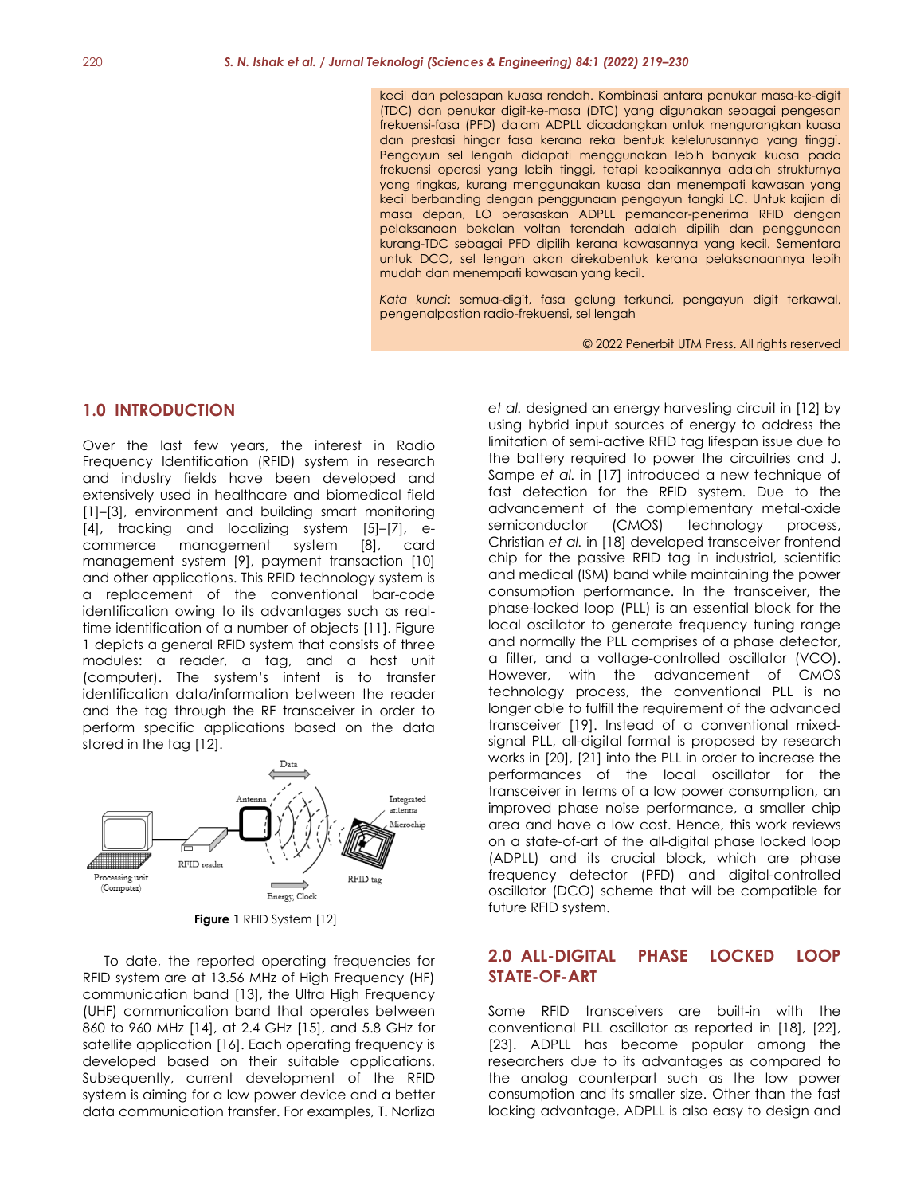kecil dan pelesapan kuasa rendah. Kombinasi antara penukar masa-ke-digit (TDC) dan penukar digit-ke-masa (DTC) yang digunakan sebagai pengesan frekuensi-fasa (PFD) dalam ADPLL dicadangkan untuk mengurangkan kuasa dan prestasi hingar fasa kerana reka bentuk kelelurusannya yang tinggi. Pengayun sel lengah didapati menggunakan lebih banyak kuasa pada frekuensi operasi yang lebih tinggi, tetapi kebaikannya adalah strukturnya yang ringkas, kurang menggunakan kuasa dan menempati kawasan yang kecil berbanding dengan penggunaan pengayun tangki LC. Untuk kajian di masa depan, LO berasaskan ADPLL pemancar-penerima RFID dengan pelaksanaan bekalan voltan terendah adalah dipilih dan penggunaan kurang-TDC sebagai PFD dipilih kerana kawasannya yang kecil. Sementara untuk DCO, sel lengah akan direkabentuk kerana pelaksanaannya lebih mudah dan menempati kawasan yang kecil.

*Kata kunci*: semua-digit, fasa gelung terkunci, pengayun digit terkawal, pengenalpastian radio-frekuensi, sel lengah

© 2022 Penerbit UTM Press. All rights reserved

## 1.0 INTRODUCTION

Over the last few years, the interest in Radio Frequency Identification (RFID) system in research and industry fields have been developed and extensively used in healthcare and biomedical field [1]–[3], environment and building smart monitoring [4], tracking and localizing system [5]–[7], e-commerce management system [8], card management system [9], payment transaction [10] and other applications. This RFID technology system is a replacement of the conventional bar-code identification owing to its advantages such as real-time identification of a number of objects [11]. Figure 1 depicts a general RFID system that consists of three modules: a reader, a tag, and a host unit (computer). The system's intent is to transfer identification data/information between the reader and the tag through the RF transceiver in order to perform specific applications based on the data stored in the tag [12].

**Figure 1** RFID System [12]

To date, the reported operating frequencies for RFID system are at 13.56 MHz of High Frequency (HF) communication band [13], the Ultra High Frequency (UHF) communication band that operates between 860 to 960 MHz [14], at 2.4 GHz [15], and 5.8 GHz for satellite application [16]. Each operating frequency is developed based on their suitable applications. Subsequently, current development of the RFID system is aiming for a low power device and a better data communication transfer. For examples, T. Norliza *et al.* designed an energy harvesting circuit in [12] by using hybrid input sources of energy to address the limitation of semi-active RFID tag lifespan issue due to the battery required to power the circuitries and J. Sampe *et al.* in [17] introduced a new technique of fast detection for the RFID system. Due to the advancement of the complementary metal-oxide semiconductor (CMOS) technology process, Christian *et al.* in [18] developed transceiver frontend chip for the passive RFID tag in industrial, scientific and medical (ISM) band while maintaining the power consumption performance. In the transceiver, the phase-locked loop (PLL) is an essential block for the local oscillator to generate frequency tuning range and normally the PLL comprises of a phase detector, a filter, and a voltage-controlled oscillator (VCO). However, with the advancement of CMOS technology process, the conventional PLL is no longer able to fulfill the requirement of the advanced transceiver [19]. Instead of a conventional mixed-signal PLL, all-digital format is proposed by research works in [20], [21] into the PLL in order to increase the performances of the local oscillator for the transceiver in terms of a low power consumption, an improved phase noise performance, a smaller chip area and have a low cost. Hence, this work reviews on a state-of-art of the all-digital phase locked loop (ADPLL) and its crucial block, which are phase frequency detector (PFD) and digital-controlled oscillator (DCO) scheme that will be compatible for future RFID system.

## 2.0 ALL-DIGITAL PHASE LOCKED LOOP STATE-OF-ART

Some RFID transceivers are built-in with the conventional PLL oscillator as reported in [18], [22], [23]. ADPLL has become popular among the researchers due to its advantages as compared to the analog counterpart such as the low power consumption and its smaller size. Other than the fast locking advantage, ADPLL is also easy to design and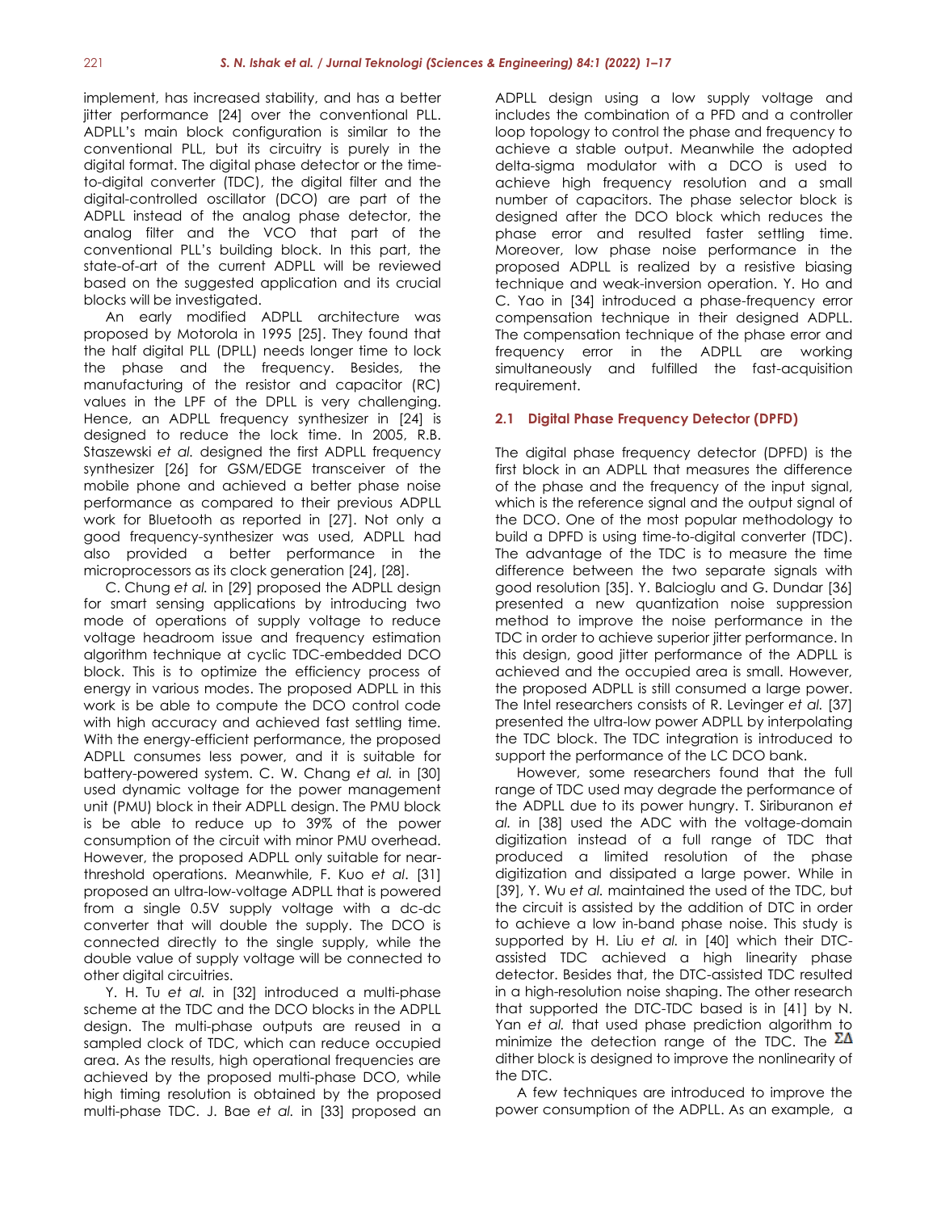implement, has increased stability, and has a better jitter performance [24] over the conventional PLL. ADPLL's main block configuration is similar to the conventional PLL, but its circuitry is purely in the digital format. The digital phase detector or the time-to-digital converter (TDC), the digital filter and the digital-controlled oscillator (DCO) are part of the ADPLL instead of the analog phase detector, the analog filter and the VCO that part of the conventional PLL's building block. In this part, the state-of-art of the current ADPLL will be reviewed based on the suggested application and its crucial blocks will be investigated.

An early modified ADPLL architecture was proposed by Motorola in 1995 [25]. They found that the half digital PLL (DPLL) needs longer time to lock the phase and the frequency. Besides, the manufacturing of the resistor and capacitor (RC) values in the LPF of the DPLL is very challenging. Hence, an ADPLL frequency synthesizer in [24] is designed to reduce the lock time. In 2005, R.B. Staszewski *et al.* designed the first ADPLL frequency synthesizer [26] for GSM/EDGE transceiver of the mobile phone and achieved a better phase noise performance as compared to their previous ADPLL work for Bluetooth as reported in [27]. Not only a good frequency-synthesizer was used, ADPLL had also provided a better performance in the microprocessors as its clock generation [24], [28].

C. Chung *et al.* in [29] proposed the ADPLL design for smart sensing applications by introducing two mode of operations of supply voltage to reduce voltage headroom issue and frequency estimation algorithm technique at cyclic TDC-embedded DCO block. This is to optimize the efficiency process of energy in various modes. The proposed ADPLL in this work is be able to compute the DCO control code with high accuracy and achieved fast settling time. With the energy-efficient performance, the proposed ADPLL consumes less power, and it is suitable for battery-powered system. C. W. Chang *et al.* in [30] used dynamic voltage for the power management unit (PMU) block in their ADPLL design. The PMU block is be able to reduce up to 39% of the power consumption of the circuit with minor PMU overhead. However, the proposed ADPLL only suitable for near-threshold operations. Meanwhile, F. Kuo *et al*. [31] proposed an ultra-low-voltage ADPLL that is powered from a single 0.5V supply voltage with a dc-dc converter that will double the supply. The DCO is connected directly to the single supply, while the double value of supply voltage will be connected to other digital circuitries.

Y. H. Tu *et al.* in [32] introduced a multi-phase scheme at the TDC and the DCO blocks in the ADPLL design. The multi-phase outputs are reused in a sampled clock of TDC, which can reduce occupied area. As the results, high operational frequencies are achieved by the proposed multi-phase DCO, while high timing resolution is obtained by the proposed multi-phase TDC. J. Bae *et al.* in [33] proposed an ADPLL design using a low supply voltage and includes the combination of a PFD and a controller loop topology to control the phase and frequency to achieve a stable output. Meanwhile the adopted delta-sigma modulator with a DCO is used to achieve high frequency resolution and a small number of capacitors. The phase selector block is designed after the DCO block which reduces the phase error and resulted faster settling time. Moreover, low phase noise performance in the proposed ADPLL is realized by a resistive biasing technique and weak-inversion operation. Y. Ho and C. Yao in [34] introduced a phase-frequency error compensation technique in their designed ADPLL. The compensation technique of the phase error and frequency error in the ADPLL are working simultaneously and fulfilled the fast-acquisition requirement.

## 2.1 Digital Phase Frequency Detector (DPFD)

The digital phase frequency detector (DPFD) is the first block in an ADPLL that measures the difference of the phase and the frequency of the input signal, which is the reference signal and the output signal of the DCO. One of the most popular methodology to build a DPFD is using time-to-digital converter (TDC). The advantage of the TDC is to measure the time difference between the two separate signals with good resolution [35]. Y. Balcioglu and G. Dundar [36] presented a new quantization noise suppression method to improve the noise performance in the TDC in order to achieve superior jitter performance. In this design, good jitter performance of the ADPLL is achieved and the occupied area is small. However, the proposed ADPLL is still consumed a large power. The Intel researchers consists of R. Levinger *et al.* [37] presented the ultra-low power ADPLL by interpolating the TDC block. The TDC integration is introduced to support the performance of the LC DCO bank.

However, some researchers found that the full range of TDC used may degrade the performance of the ADPLL due to its power hungry. T. Siriburanon *et al.* in [38] used the ADC with the voltage-domain digitization instead of a full range of TDC that produced a limited resolution of the phase digitization and dissipated a large power. While in [39], Y. Wu *et al.* maintained the used of the TDC, but the circuit is assisted by the addition of DTC in order to achieve a low in-band phase noise. This study is supported by H. Liu *et al.* in [40] which their DTC-assisted TDC achieved a high linearity phase detector. Besides that, the DTC-assisted TDC resulted in a high-resolution noise shaping. The other research that supported the DTC-TDC based is in [41] by N. Yan *et al.* that used phase prediction algorithm to minimize the detection range of the TDC. The $\Sigma\Delta$ dither block is designed to improve the nonlinearity of the DTC.

A few techniques are introduced to improve the power consumption of the ADPLL. As an example, a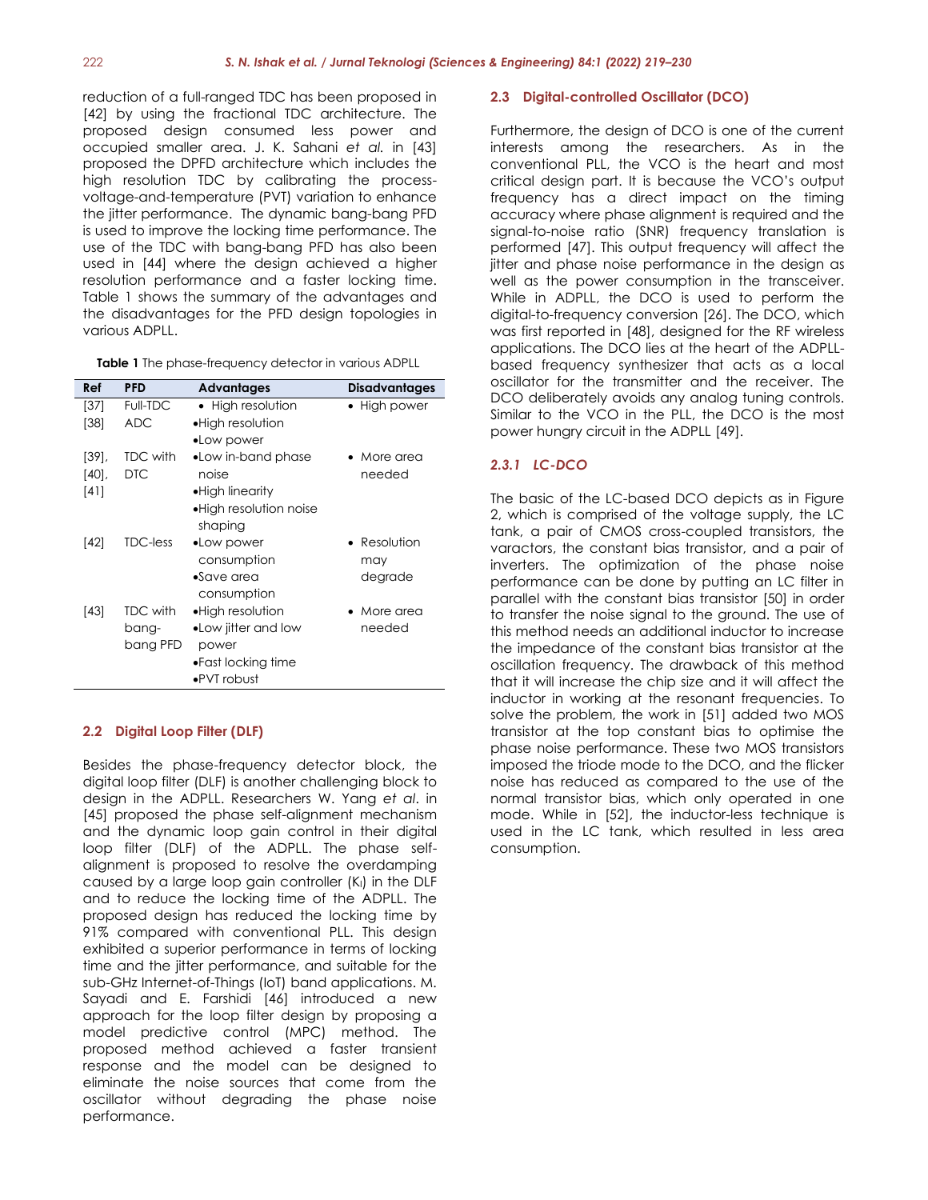reduction of a full-ranged TDC has been proposed in [42] by using the fractional TDC architecture. The proposed design consumed less power and occupied smaller area. J. K. Sahani *et al.* in [43] proposed the DPFD architecture which includes the high resolution TDC by calibrating the process-voltage-and-temperature (PVT) variation to enhance the jitter performance. The dynamic bang-bang PFD is used to improve the locking time performance. The use of the TDC with bang-bang PFD has also been used in [44] where the design achieved a higher resolution performance and a faster locking time. Table 1 shows the summary of the advantages and the disadvantages for the PFD design topologies in various ADPLL.

**Table 1** The phase-frequency detector in various ADPLL

| Ref | PFD | Advantages | Disadvantages |
|---|---|---|---|
| [37] | Full-TDC | • High resolution | • High power |
| [38] | ADC | • High resolution<br>• Low power | |
| [39], [40], [41] | TDC with DTC | • Low in-band phase noise<br>• High linearity<br>• High resolution noise shaping | • More area needed |
| [42] | TDC-less | • Low power consumption<br>• Save area consumption | • Resolution may degrade |
| [43] | TDC with bang-bang PFD | • High resolution<br>• Low jitter and low power<br>• Fast locking time<br>• PVT robust | • More area needed |

### 2.2 Digital Loop Filter (DLF)

Besides the phase-frequency detector block, the digital loop filter (DLF) is another challenging block to design in the ADPLL. Researchers W. Yang *et al*. in [45] proposed the phase self-alignment mechanism and the dynamic loop gain control in their digital loop filter (DLF) of the ADPLL. The phase self-alignment is proposed to resolve the overdamping caused by a large loop gain controller ($K_I$) in the DLF and to reduce the locking time of the ADPLL. The proposed design has reduced the locking time by 91% compared with conventional PLL. This design exhibited a superior performance in terms of locking time and the jitter performance, and suitable for the sub-GHz Internet-of-Things (IoT) band applications. M. Sayadi and E. Farshidi [46] introduced a new approach for the loop filter design by proposing a model predictive control (MPC) method. The proposed method achieved a faster transient response and the model can be designed to eliminate the noise sources that come from the oscillator without degrading the phase noise performance.

### 2.3 Digital-controlled Oscillator (DCO)

Furthermore, the design of DCO is one of the current interests among the researchers. As in the conventional PLL, the VCO is the heart and most critical design part. It is because the VCO's output frequency has a direct impact on the timing accuracy where phase alignment is required and the signal-to-noise ratio (SNR) frequency translation is performed [47]. This output frequency will affect the jitter and phase noise performance in the design as well as the power consumption in the transceiver. While in ADPLL, the DCO is used to perform the digital-to-frequency conversion [26]. The DCO, which was first reported in [48], designed for the RF wireless applications. The DCO lies at the heart of the ADPLL-based frequency synthesizer that acts as a local oscillator for the transmitter and the receiver. The DCO deliberately avoids any analog tuning controls. Similar to the VCO in the PLL, the DCO is the most power hungry circuit in the ADPLL [49].

#### *2.3.1 LC-DCO*

The basic of the LC-based DCO depicts as in Figure 2, which is comprised of the voltage supply, the LC tank, a pair of CMOS cross-coupled transistors, the varactors, the constant bias transistor, and a pair of inverters. The optimization of the phase noise performance can be done by putting an LC filter in parallel with the constant bias transistor [50] in order to transfer the noise signal to the ground. The use of this method needs an additional inductor to increase the impedance of the constant bias transistor at the oscillation frequency. The drawback of this method that it will increase the chip size and it will affect the inductor in working at the resonant frequencies. To solve the problem, the work in [51] added two MOS transistor at the top constant bias to optimise the phase noise performance. These two MOS transistors imposed the triode mode to the DCO, and the flicker noise has reduced as compared to the use of the normal transistor bias, which only operated in one mode. While in [52], the inductor-less technique is used in the LC tank, which resulted in less area consumption.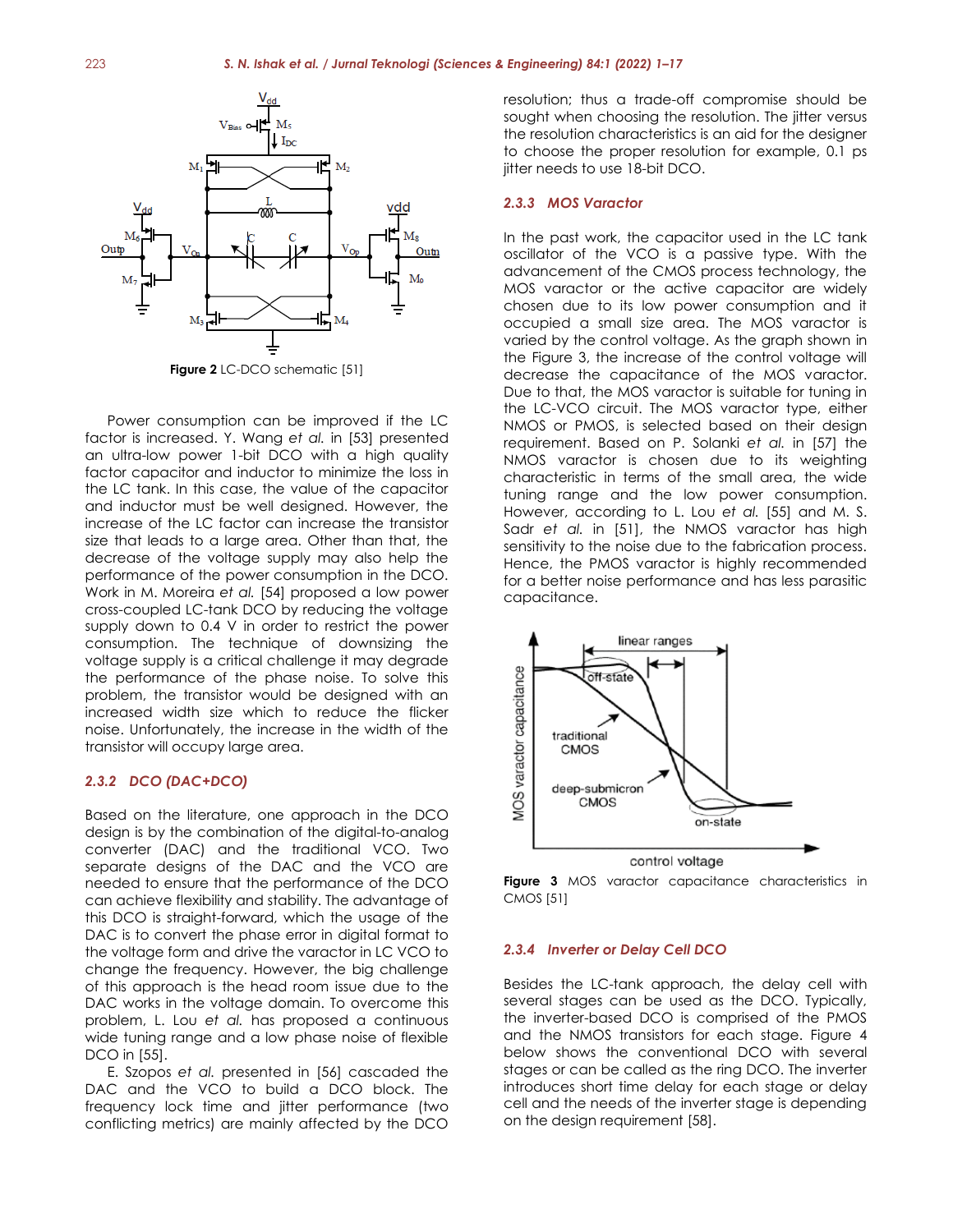Figure 2 LC-DCO schematic [51]

Power consumption can be improved if the LC factor is increased. Y. Wang *et al.* in [53] presented an ultra-low power 1-bit DCO with a high quality factor capacitor and inductor to minimize the loss in the LC tank. In this case, the value of the capacitor and inductor must be well designed. However, the increase of the LC factor can increase the transistor size that leads to a large area. Other than that, the decrease of the voltage supply may also help the performance of the power consumption in the DCO. Work in M. Moreira *et al.* [54] proposed a low power cross-coupled LC-tank DCO by reducing the voltage supply down to 0.4 V in order to restrict the power consumption. The technique of downsizing the voltage supply is a critical challenge it may degrade the performance of the phase noise. To solve this problem, the transistor would be designed with an increased width size which to reduce the flicker noise. Unfortunately, the increase in the width of the transistor will occupy large area.

### 2.3.2 DCO (DAC+DCO)

Based on the literature, one approach in the DCO design is by the combination of the digital-to-analog converter (DAC) and the traditional VCO. Two separate designs of the DAC and the VCO are needed to ensure that the performance of the DCO can achieve flexibility and stability. The advantage of this DCO is straight-forward, which the usage of the DAC is to convert the phase error in digital format to the voltage form and drive the varactor in LC VCO to change the frequency. However, the big challenge of this approach is the head room issue due to the DAC works in the voltage domain. To overcome this problem, L. Lou *et al.* has proposed a continuous wide tuning range and a low phase noise of flexible DCO in [55].

E. Szopos *et al.* presented in [56] cascaded the DAC and the VCO to build a DCO block. The frequency lock time and jitter performance (two conflicting metrics) are mainly affected by the DCO resolution; thus a trade-off compromise should be sought when choosing the resolution. The jitter versus the resolution characteristics is an aid for the designer to choose the proper resolution for example, 0.1 ps jitter needs to use 18-bit DCO.

### 2.3.3 MOS Varactor

In the past work, the capacitor used in the LC tank oscillator of the VCO is a passive type. With the advancement of the CMOS process technology, the MOS varactor or the active capacitor are widely chosen due to its low power consumption and it occupied a small size area. The MOS varactor is varied by the control voltage. As the graph shown in the Figure 3, the increase of the control voltage will decrease the capacitance of the MOS varactor. Due to that, the MOS varactor is suitable for tuning in the LC-VCO circuit. The MOS varactor type, either NMOS or PMOS, is selected based on their design requirement. Based on P. Solanki *et al.* in [57] the NMOS varactor is chosen due to its weighting characteristic in terms of the small area, the wide tuning range and the low power consumption. However, according to L. Lou *et al.* [55] and M. S. Sadr *et al.* in [51], the NMOS varactor has high sensitivity to the noise due to the fabrication process. Hence, the PMOS varactor is highly recommended for a better noise performance and has less parasitic capacitance.

**Figure 3** MOS varactor capacitance characteristics in CMOS [51]

### 2.3.4 Inverter or Delay Cell DCO

Besides the LC-tank approach, the delay cell with several stages can be used as the DCO. Typically, the inverter-based DCO is comprised of the PMOS and the NMOS transistors for each stage. Figure 4 below shows the conventional DCO with several stages or can be called as the ring DCO. The inverter introduces short time delay for each stage or delay cell and the needs of the inverter stage is depending on the design requirement [58].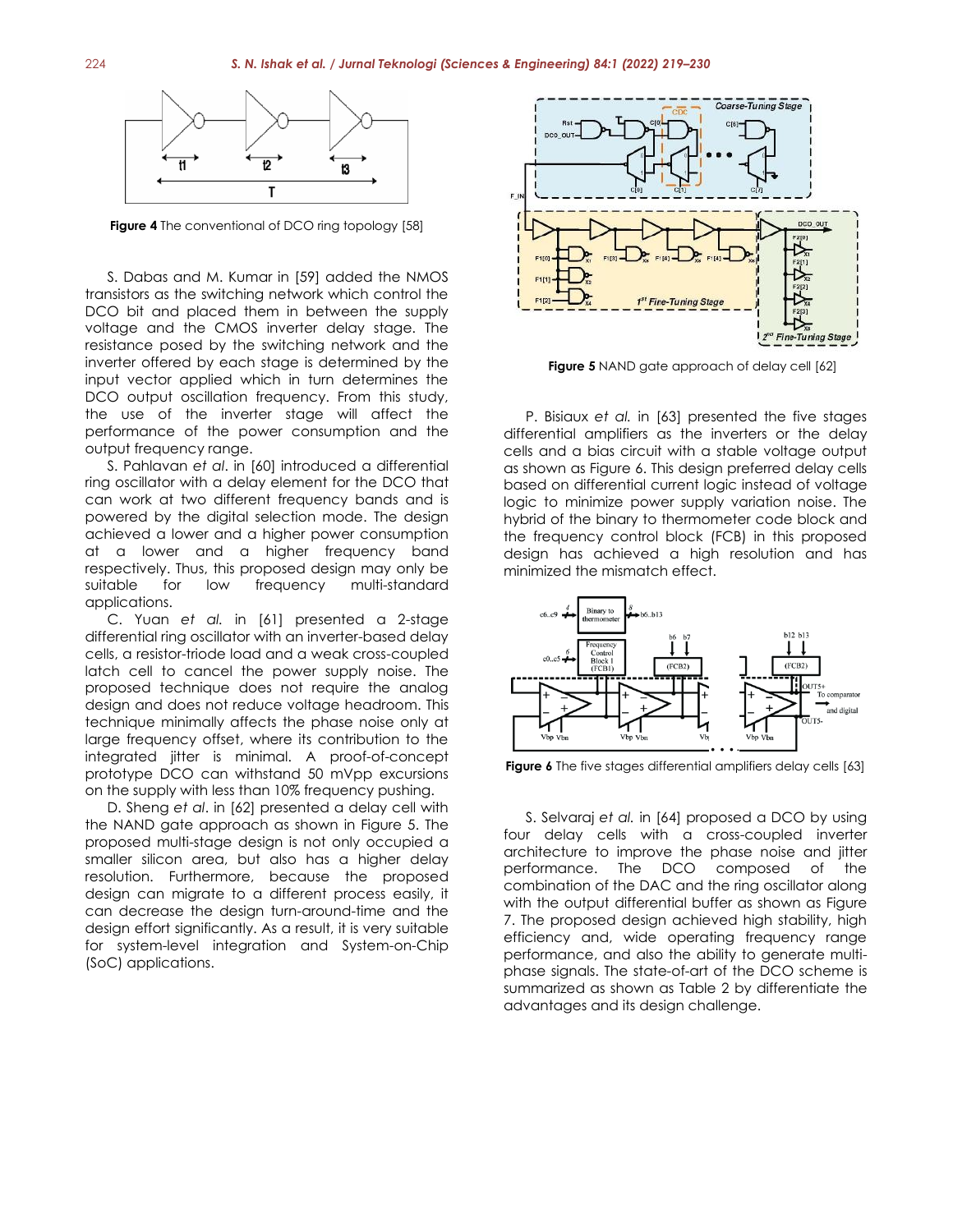Figure 4 The conventional of DCO ring topology [58]

S. Dabas and M. Kumar in [59] added the NMOS transistors as the switching network which control the DCO bit and placed them in between the supply voltage and the CMOS inverter delay stage. The resistance posed by the switching network and the inverter offered by each stage is determined by the input vector applied which in turn determines the DCO output oscillation frequency. From this study, the use of the inverter stage will affect the performance of the power consumption and the output frequency range.

S. Pahlavan *et al*. in [60] introduced a differential ring oscillator with a delay element for the DCO that can work at two different frequency bands and is powered by the digital selection mode. The design achieved a lower and a higher power consumption at a lower and a higher frequency band respectively. Thus, this proposed design may only be suitable for low frequency multi-standard applications.

C. Yuan *et al.* in [61] presented a 2-stage differential ring oscillator with an inverter-based delay cells, a resistor-triode load and a weak cross-coupled latch cell to cancel the power supply noise. The proposed technique does not require the analog design and does not reduce voltage headroom. This technique minimally affects the phase noise only at large frequency offset, where its contribution to the integrated jitter is minimal. A proof-of-concept prototype DCO can withstand 50 mVpp excursions on the supply with less than 10% frequency pushing.

D. Sheng *et al*. in [62] presented a delay cell with the NAND gate approach as shown in Figure 5. The proposed multi-stage design is not only occupied a smaller silicon area, but also has a higher delay resolution. Furthermore, because the proposed design can migrate to a different process easily, it can decrease the design turn-around-time and the design effort significantly. As a result, it is very suitable for system-level integration and System-on-Chip (SoC) applications.

Figure 5 NAND gate approach of delay cell [62]

P. Bisiaux *et al.* in [63] presented the five stages differential amplifiers as the inverters or the delay cells and a bias circuit with a stable voltage output as shown as Figure 6. This design preferred delay cells based on differential current logic instead of voltage logic to minimize power supply variation noise. The hybrid of the binary to thermometer code block and the frequency control block (FCB) in this proposed design has achieved a high resolution and has minimized the mismatch effect.

Figure 6 The five stages differential amplifiers delay cells [63]

S. Selvaraj *et al.* in [64] proposed a DCO by using four delay cells with a cross-coupled inverter architecture to improve the phase noise and jitter performance. The DCO composed of the combination of the DAC and the ring oscillator along with the output differential buffer as shown as Figure 7. The proposed design achieved high stability, high efficiency and, wide operating frequency range performance, and also the ability to generate multi-phase signals. The state-of-art of the DCO scheme is summarized as shown as Table 2 by differentiate the advantages and its design challenge.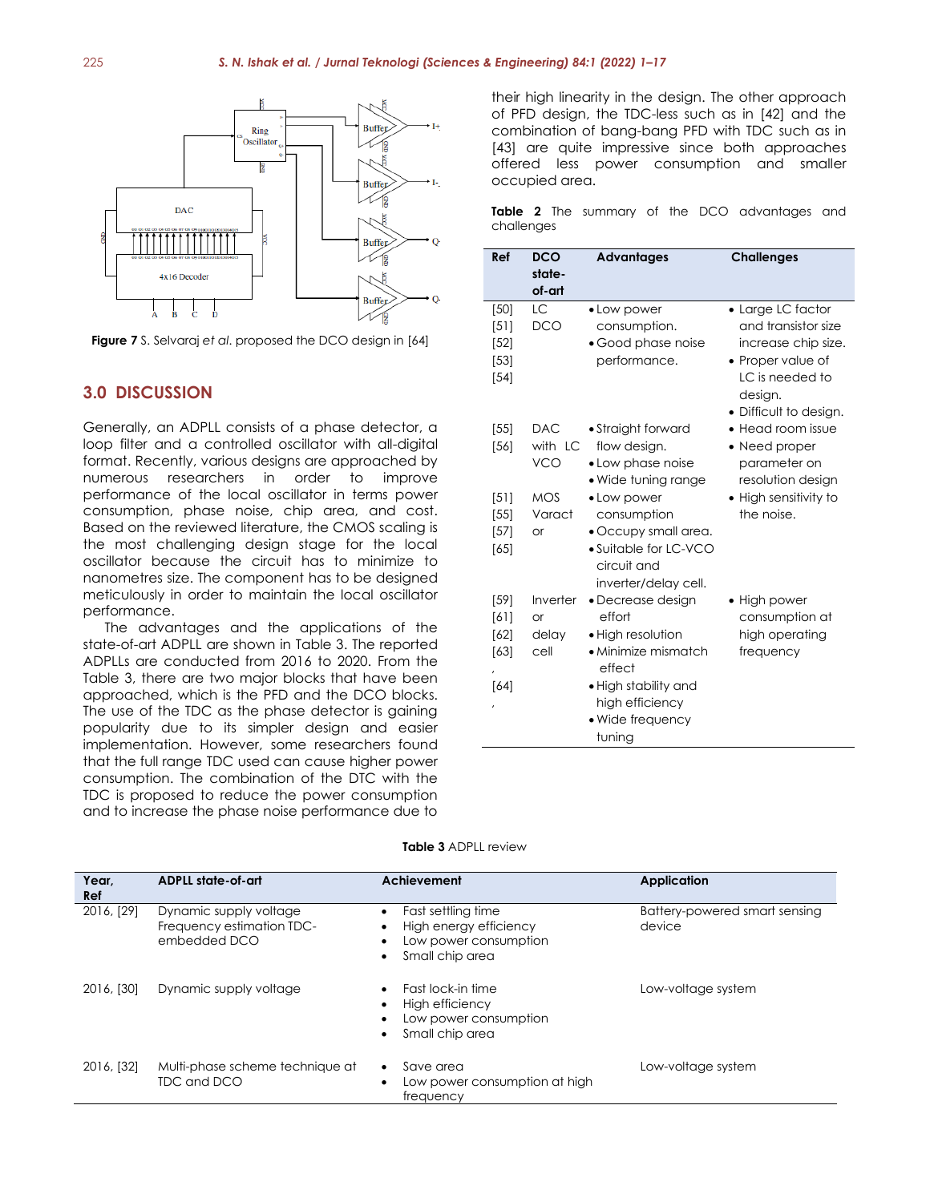Figure 7 S. Selvaraj *et al.* proposed the DCO design in [64]

## 3.0 DISCUSSION

Generally, an ADPLL consists of a phase detector, a loop filter and a controlled oscillator with all-digital format. Recently, various designs are approached by numerous researchers in order to improve performance of the local oscillator in terms power consumption, phase noise, chip area, and cost. Based on the reviewed literature, the CMOS scaling is the most challenging design stage for the local oscillator because the circuit has to minimize to nanometres size. The component has to be designed meticulously in order to maintain the local oscillator performance.

The advantages and the applications of the state-of-art ADPLL are shown in Table 3. The reported ADPLLs are conducted from 2016 to 2020. From the Table 3, there are two major blocks that have been approached, which is the PFD and the DCO blocks. The use of the TDC as the phase detector is gaining popularity due to its simpler design and easier implementation. However, some researchers found that the full range TDC used can cause higher power consumption. The combination of the DTC with the TDC is proposed to reduce the power consumption and to increase the phase noise performance due to their high linearity in the design. The other approach of PFD design, the TDC-less such as in [42] and the combination of bang-bang PFD with TDC such as in [43] are quite impressive since both approaches offered less power consumption and smaller occupied area.

**Table 2** The summary of the DCO advantages and challenges

| Ref | DCO state-of-art | Advantages | Challenges |
|---|---|---|---|
| [50] [51] [52] [53] [54] | LC DCO | • Low power consumption.<br>• Good phase noise performance. | • Large LC factor and transistor size increase chip size.<br>• Proper value of LC is needed to design.<br>• Difficult to design. |
| [55] [56] | DAC with LC VCO | • Straight forward flow design.<br>• Low phase noise<br>• Wide tuning range | • Head room issue<br>• Need proper parameter on resolution design |
| [51] [55] [57] [65] | MOS Varactor | • Low power consumption<br>• Occupy small area.<br>• Suitable for LC-VCO circuit and inverter/delay cell. | • High sensitivity to the noise. |
| [59] [61] [62] [63], [64], | Inverter or delay cell | • Decrease design effort<br>• High resolution<br>• Minimize mismatch effect<br>• High stability and high efficiency<br>• Wide frequency tuning | • High power consumption at high operating frequency |

**Table 3** ADPLL review

| Year, Ref | ADPLL state-of-art | Achievement | Application |
|---|---|---|---|
| 2016, [29] | Dynamic supply voltage Frequency estimation TDC-embedded DCO | • Fast settling time<br>• High energy efficiency<br>• Low power consumption<br>• Small chip area | Battery-powered smart sensing device |
| 2016, [30] | Dynamic supply voltage | • Fast lock-in time<br>• High efficiency<br>• Low power consumption<br>• Small chip area | Low-voltage system |
| 2016, [32] | Multi-phase scheme technique at TDC and DCO | • Save area<br>• Low power consumption at high frequency | Low-voltage system |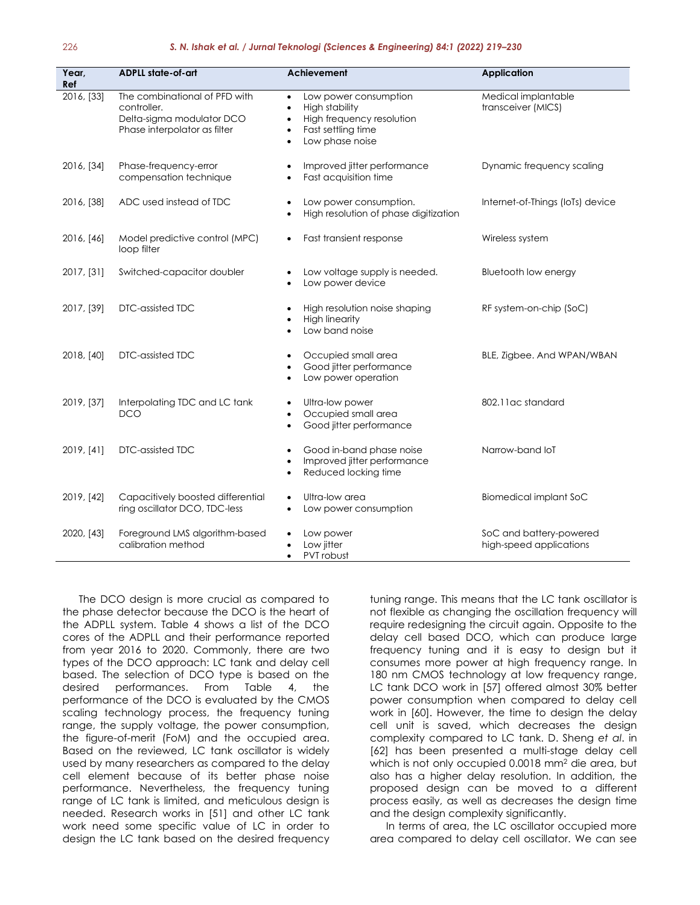| Year, Ref | ADPLL state-of-art | Achievement | Application |
|---|---|---|---|
| 2016, [33] | The combinational of PFD with controller. Delta-sigma modulator DCO Phase interpolator as filter | • Low power consumption<br>• High stability<br>• High frequency resolution<br>• Fast settling time<br>• Low phase noise | Medical implantable transceiver (MICS) |
| 2016, [34] | Phase-frequency-error compensation technique | • Improved jitter performance<br>• Fast acquisition time | Dynamic frequency scaling |
| 2016, [38] | ADC used instead of TDC | • Low power consumption.<br>• High resolution of phase digitization | Internet-of-Things (IoTs) device |
| 2016, [46] | Model predictive control (MPC) loop filter | • Fast transient response | Wireless system |
| 2017, [31] | Switched-capacitor doubler | • Low voltage supply is needed.<br>• Low power device | Bluetooth low energy |
| 2017, [39] | DTC-assisted TDC | • High resolution noise shaping<br>• High linearity<br>• Low band noise | RF system-on-chip (SoC) |
| 2018, [40] | DTC-assisted TDC | • Occupied small area<br>• Good jitter performance<br>• Low power operation | BLE, Zigbee. And WPAN/WBAN |
| 2019, [37] | Interpolating TDC and LC tank DCO | • Ultra-low power<br>• Occupied small area<br>• Good jitter performance | 802.11ac standard |
| 2019, [41] | DTC-assisted TDC | • Good in-band phase noise<br>• Improved jitter performance<br>• Reduced locking time | Narrow-band IoT |
| 2019, [42] | Capacitively boosted differential ring oscillator DCO, TDC-less | • Ultra-low area<br>• Low power consumption | Biomedical implant SoC |
| 2020, [43] | Foreground LMS algorithm-based calibration method | • Low power<br>• Low jitter<br>• PVT robust | SoC and battery-powered high-speed applications |

The DCO design is more crucial as compared to the phase detector because the DCO is the heart of the ADPLL system. Table 4 shows a list of the DCO cores of the ADPLL and their performance reported from year 2016 to 2020. Commonly, there are two types of the DCO approach: LC tank and delay cell based. The selection of DCO type is based on the desired performances. From Table 4, the performance of the DCO is evaluated by the CMOS scaling technology process, the frequency tuning range, the supply voltage, the power consumption, the figure-of-merit (FoM) and the occupied area. Based on the reviewed, LC tank oscillator is widely used by many researchers as compared to the delay cell element because of its better phase noise performance. Nevertheless, the frequency tuning range of LC tank is limited, and meticulous design is needed. Research works in [51] and other LC tank work need some specific value of LC in order to design the LC tank based on the desired frequency tuning range. This means that the LC tank oscillator is not flexible as changing the oscillation frequency will require redesigning the circuit again. Opposite to the delay cell based DCO, which can produce large frequency tuning and it is easy to design but it consumes more power at high frequency range. In 180 nm CMOS technology at low frequency range, LC tank DCO work in [57] offered almost 30% better power consumption when compared to delay cell work in [60]. However, the time to design the delay cell unit is saved, which decreases the design complexity compared to LC tank. D. Sheng *et al*. in [62] has been presented a multi-stage delay cell which is not only occupied 0.0018 mm$^2$ die area, but also has a higher delay resolution. In addition, the proposed design can be moved to a different process easily, as well as decreases the design time and the design complexity significantly.

In terms of area, the LC oscillator occupied more area compared to delay cell oscillator. We can see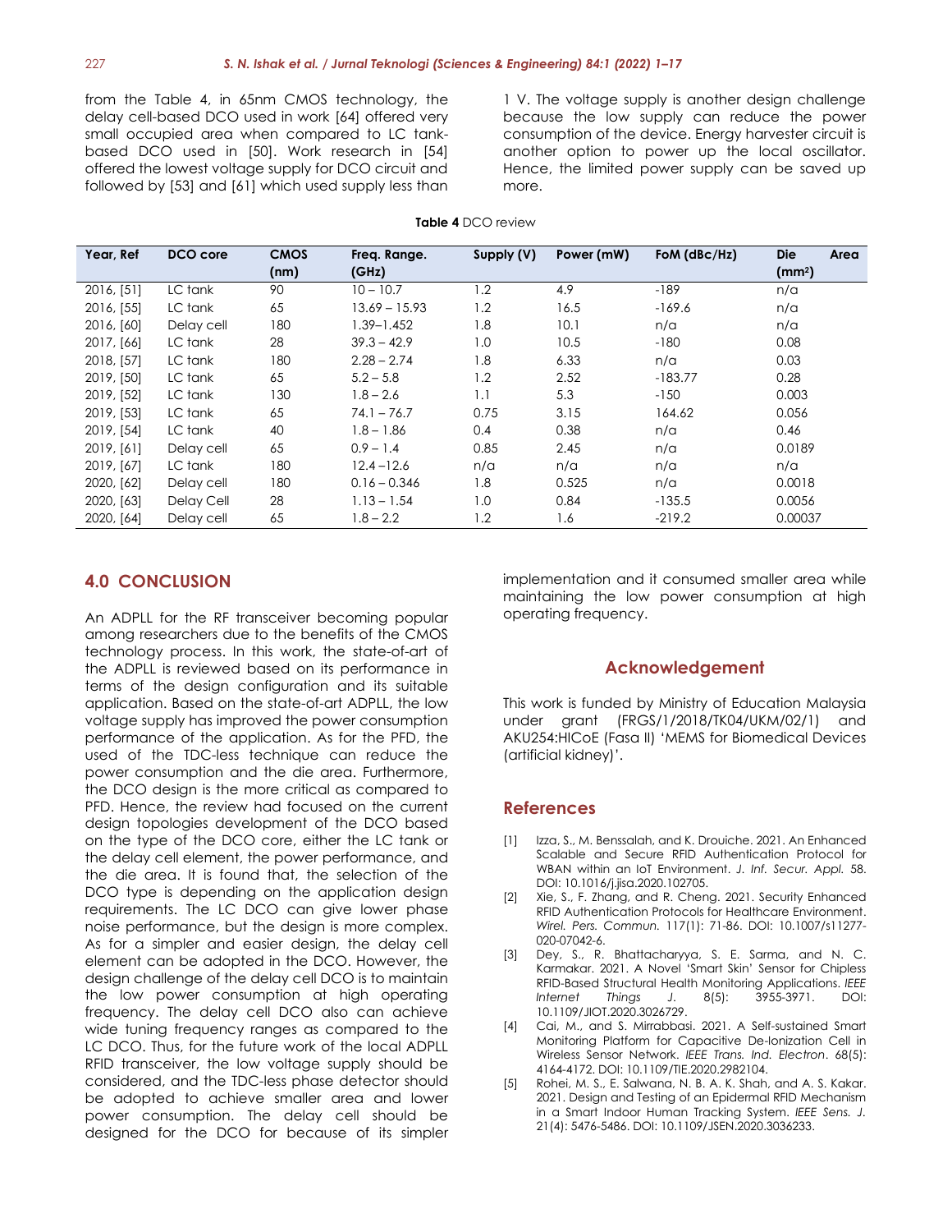from the Table 4, in 65nm CMOS technology, the delay cell-based DCO used in work [64] offered very small occupied area when compared to LC tank-based DCO used in [50]. Work research in [54] offered the lowest voltage supply for DCO circuit and followed by [53] and [61] which used supply less than 1 V. The voltage supply is another design challenge because the low supply can reduce the power consumption of the device. Energy harvester circuit is another option to power up the local oscillator. Hence, the limited power supply can be saved up more.

**Table 4** DCO review

| Year, Ref | DCO core | CMOS (nm) | Freq. Range. (GHz) | Supply (V) | Power (mW) | FoM (dBc/Hz) | Die Area (mm²) |
|---|---|---|---|---|---|---|---|
| 2016, [51] | LC tank | 90 | 10 – 10.7 | 1.2 | 4.9 | -189 | n/a |
| 2016, [55] | LC tank | 65 | 13.69 – 15.93 | 1.2 | 16.5 | -169.6 | n/a |
| 2016, [60] | Delay cell | 180 | 1.39–1.452 | 1.8 | 10.1 | n/a | n/a |
| 2017, [66] | LC tank | 28 | 39.3 – 42.9 | 1.0 | 10.5 | -180 | 0.08 |
| 2018, [57] | LC tank | 180 | 2.28 – 2.74 | 1.8 | 6.33 | n/a | 0.03 |
| 2019, [50] | LC tank | 65 | 5.2 – 5.8 | 1.2 | 2.52 | -183.77 | 0.28 |
| 2019, [52] | LC tank | 130 | 1.8 – 2.6 | 1.1 | 5.3 | -150 | 0.003 |
| 2019, [53] | LC tank | 65 | 74.1 – 76.7 | 0.75 | 3.15 | 164.62 | 0.056 |
| 2019, [54] | LC tank | 40 | 1.8 – 1.86 | 0.4 | 0.38 | n/a | 0.46 |
| 2019, [61] | Delay cell | 65 | 0.9 – 1.4 | 0.85 | 2.45 | n/a | 0.0189 |
| 2019, [67] | LC tank | 180 | 12.4 –12.6 | n/a | n/a | n/a | n/a |
| 2020, [62] | Delay cell | 180 | 0.16 – 0.346 | 1.8 | 0.525 | n/a | 0.0018 |
| 2020, [63] | Delay Cell | 28 | 1.13 – 1.54 | 1.0 | 0.84 | -135.5 | 0.0056 |
| 2020, [64] | Delay cell | 65 | 1.8 – 2.2 | 1.2 | 1.6 | -219.2 | 0.00037 |

## 4.0 CONCLUSION

An ADPLL for the RF transceiver becoming popular among researchers due to the benefits of the CMOS technology process. In this work, the state-of-art of the ADPLL is reviewed based on its performance in terms of the design configuration and its suitable application. Based on the state-of-art ADPLL, the low voltage supply has improved the power consumption performance of the application. As for the PFD, the used of the TDC-less technique can reduce the power consumption and the die area. Furthermore, the DCO design is the more critical as compared to PFD. Hence, the review had focused on the current design topologies development of the DCO based on the type of the DCO core, either the LC tank or the delay cell element, the power performance, and the die area. It is found that, the selection of the DCO type is depending on the application design requirements. The LC DCO can give lower phase noise performance, but the design is more complex. As for a simpler and easier design, the delay cell element can be adopted in the DCO. However, the design challenge of the delay cell DCO is to maintain the low power consumption at high operating frequency. The delay cell DCO also can achieve wide tuning frequency ranges as compared to the LC DCO. Thus, for the future work of the local ADPLL RFID transceiver, the low voltage supply should be considered, and the TDC-less phase detector should be adopted to achieve smaller area and lower power consumption. The delay cell should be designed for the DCO for because of its simpler implementation and it consumed smaller area while maintaining the low power consumption at high operating frequency.

## Acknowledgement

This work is funded by Ministry of Education Malaysia under grant (FRGS/1/2018/TK04/UKM/02/1) and AKU254:HICoE (Fasa II) 'MEMS for Biomedical Devices (artificial kidney)'.

## References

[1] Izza, S., M. Benssalah, and K. Drouiche. 2021. An Enhanced Scalable and Secure RFID Authentication Protocol for WBAN within an IoT Environment. *J. Inf. Secur. Appl.* 58. DOI: 10.1016/j.jisa.2020.102705.

[2] Xie, S., F. Zhang, and R. Cheng. 2021. Security Enhanced RFID Authentication Protocols for Healthcare Environment. *Wirel. Pers. Commun.* 117(1): 71-86. DOI: 10.1007/s11277-020-07042-6.

[3] Dey, S., R. Bhattacharyya, S. E. Sarma, and N. C. Karmakar. 2021. A Novel 'Smart Skin' Sensor for Chipless RFID-Based Structural Health Monitoring Applications. *IEEE Internet Things J.* 8(5): 3955-3971. DOI: 10.1109/JIOT.2020.3026729.

[4] Cai, M., and S. Mirrabbasi. 2021. A Self-sustained Smart Monitoring Platform for Capacitive De-Ionization Cell in Wireless Sensor Network. *IEEE Trans. Ind. Electron*. 68(5): 4164-4172. DOI: 10.1109/TIE.2020.2982104.

[5] Rohei, M. S., E. Salwana, N. B. A. K. Shah, and A. S. Kakar. 2021. Design and Testing of an Epidermal RFID Mechanism in a Smart Indoor Human Tracking System. *IEEE Sens. J.* 21(4): 5476-5486. DOI: 10.1109/JSEN.2020.3036233.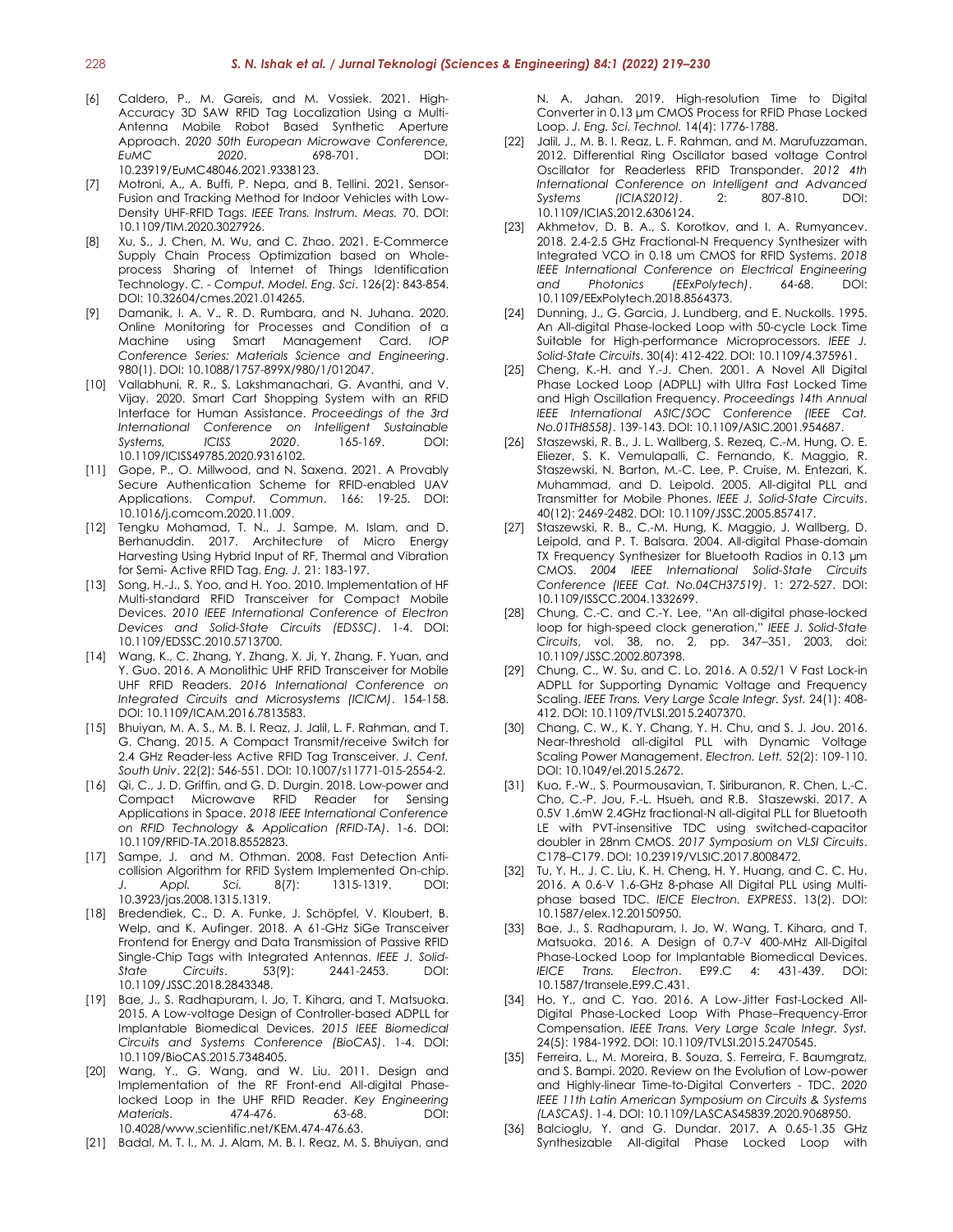[6] Caldero, P., M. Gareis, and M. Vossiek. 2021. High-Accuracy 3D SAW RFID Tag Localization Using a Multi-Antenna Mobile Robot Based Synthetic Aperture Approach. *2020 50th European Microwave Conference, EuMC 2020*. 698-701. DOI: 10.23919/EuMC48046.2021.9338123.

[7] Motroni, A., A. Buffi, P. Nepa, and B. Tellini. 2021. Sensor-Fusion and Tracking Method for Indoor Vehicles with Low-Density UHF-RFID Tags. *IEEE Trans. Instrum. Meas.* 70. DOI: 10.1109/TIM.2020.3027926.

[8] Xu, S., J. Chen, M. Wu, and C. Zhao. 2021. E-Commerce Supply Chain Process Optimization based on Whole-process Sharing of Internet of Things Identification Technology. *C. - Comput. Model. Eng. Sci*. 126(2): 843-854. DOI: 10.32604/cmes.2021.014265.

[9] Damanik, I. A. V., R. D. Rumbara, and N. Juhana. 2020. Online Monitoring for Processes and Condition of a Machine using Smart Management Card. *IOP Conference Series: Materials Science and Engineering*. 980(1). DOI: 10.1088/1757-899X/980/1/012047.

[10] Vallabhuni, R. R., S. Lakshmanachari, G. Avanthi, and V. Vijay. 2020. Smart Cart Shopping System with an RFID Interface for Human Assistance. *Proceedings of the 3rd International Conference on Intelligent Sustainable Systems, ICISS 2020*. 165-169. DOI: 10.1109/ICISS49785.2020.9316102.

[11] Gope, P., O. Millwood, and N. Saxena. 2021. A Provably Secure Authentication Scheme for RFID-enabled UAV Applications. *Comput. Commun*. 166: 19-25. DOI: 10.1016/j.comcom.2020.11.009.

[12] Tengku Mohamad, T. N., J. Sampe, M. Islam, and D. Berhanuddin. 2017. Architecture of Micro Energy Harvesting Using Hybrid Input of RF, Thermal and Vibration for Semi- Active RFID Tag. *Eng. J.* 21: 183-197.

[13] Song, H.-J., S. Yoo, and H. Yoo. 2010. Implementation of HF Multi-standard RFID Transceiver for Compact Mobile Devices. *2010 IEEE International Conference of Electron Devices and Solid-State Circuits (EDSSC)*. 1-4. DOI: 10.1109/EDSSC.2010.5713700.

[14] Wang, K., C. Zhang, Y. Zhang, X. Ji, Y. Zhang, F. Yuan, and Y. Guo. 2016. A Monolithic UHF RFID Transceiver for Mobile UHF RFID Readers. *2016 International Conference on Integrated Circuits and Microsystems (ICICM)*. 154-158. DOI: 10.1109/ICAM.2016.7813583.

[15] Bhuiyan, M. A. S., M. B. I. Reaz, J. Jalil, L. F. Rahman, and T. G. Chang. 2015. A Compact Transmit/receive Switch for 2.4 GHz Reader-less Active RFID Tag Transceiver. *J. Cent. South Univ*. 22(2): 546-551. DOI: 10.1007/s11771-015-2554-2.

[16] Qi, C., J. D. Griffin, and G. D. Durgin. 2018. Low-power and Compact Microwave RFID Reader for Sensing Applications in Space. *2018 IEEE International Conference on RFID Technology & Application (RFID-TA)*. 1-6. DOI: 10.1109/RFID-TA.2018.8552823.

[17] Sampe, J. and M. Othman. 2008. Fast Detection Anti-collision Algorithm for RFID System Implemented On-chip. *J. Appl. Sci.* 8(7): 1315-1319. DOI: 10.3923/jas.2008.1315.1319.

[18] Bredendiek, C., D. A. Funke, J. Schöpfel, V. Kloubert, B. Welp, and K. Aufinger. 2018. A 61-GHz SiGe Transceiver Frontend for Energy and Data Transmission of Passive RFID Single-Chip Tags with Integrated Antennas. *IEEE J. Solid-State Circuits*. 53(9): 2441-2453. DOI: 10.1109/JSSC.2018.2843348.

[19] Bae, J., S. Radhapuram, I. Jo, T. Kihara, and T. Matsuoka. 2015. A Low-voltage Design of Controller-based ADPLL for Implantable Biomedical Devices. *2015 IEEE Biomedical Circuits and Systems Conference (BioCAS)*. 1-4. DOI: 10.1109/BioCAS.2015.7348405.

[20] Wang, Y., G. Wang, and W. Liu. 2011. Design and Implementation of the RF Front-end All-digital Phase-locked Loop in the UHF RFID Reader. *Key Engineering Materials*. 474-476. 63-68. DOI: 10.4028/www.scientific.net/KEM.474-476.63.

[21] Badal, M. T. I., M. J. Alam, M. B. I. Reaz, M. S. Bhuiyan, and N. A. Jahan. 2019. High-resolution Time to Digital Converter in 0.13 µm CMOS Process for RFID Phase Locked Loop. *J. Eng. Sci. Technol.* 14(4): 1776-1788.

[22] Jalil, J., M. B. I. Reaz, L. F. Rahman, and M. Marufuzzaman. 2012. Differential Ring Oscillator based voltage Control Oscillator for Readerless RFID Transponder. *2012 4th International Conference on Intelligent and Advanced Systems (ICIAS2012)*. 2: 807-810. DOI: 10.1109/ICIAS.2012.6306124.

[23] Akhmetov, D. B. A., S. Korotkov, and I. A. Rumyancev. 2018. 2.4-2.5 GHz Fractional-N Frequency Synthesizer with Integrated VCO in 0.18 um CMOS for RFID Systems. *2018 IEEE International Conference on Electrical Engineering and Photonics (EExPolytech)*. 64-68. DOI: 10.1109/EExPolytech.2018.8564373.

[24] Dunning, J., G. Garcia, J. Lundberg, and E. Nuckolls. 1995. An All-digital Phase-locked Loop with 50-cycle Lock Time Suitable for High-performance Microprocessors. *IEEE J. Solid-State Circuits*. 30(4): 412-422. DOI: 10.1109/4.375961.

[25] Cheng, K.-H. and Y.-J. Chen. 2001. A Novel All Digital Phase Locked Loop (ADPLL) with Ultra Fast Locked Time and High Oscillation Frequency. *Proceedings 14th Annual IEEE International ASIC/SOC Conference (IEEE Cat. No.01TH8558)*. 139-143. DOI: 10.1109/ASIC.2001.954687.

[26] Staszewski, R. B., J. L. Wallberg, S. Rezeq, C.-M. Hung, O. E. Eliezer, S. K. Vemulapalli, C. Fernando, K. Maggio, R. Staszewski, N. Barton, M.-C. Lee, P. Cruise, M. Entezari, K. Muhammad, and D. Leipold. 2005. All-digital PLL and Transmitter for Mobile Phones. *IEEE J. Solid-State Circuits*. 40(12): 2469-2482. DOI: 10.1109/JSSC.2005.857417.

[27] Staszewski, R. B., C.-M. Hung, K. Maggio, J. Wallberg, D. Leipold, and P. T. Balsara. 2004. All-digital Phase-domain TX Frequency Synthesizer for Bluetooth Radios in 0.13 µm CMOS. *2004 IEEE International Solid-State Circuits Conference (IEEE Cat. No.04CH37519)*. 1: 272-527. DOI: 10.1109/ISSCC.2004.1332699.

[28] Chung, C.-C. and C.-Y. Lee, "An all-digital phase-locked loop for high-speed clock generation," *IEEE J. Solid-State Circuits*, vol. 38, no. 2, pp. 347–351, 2003, doi: 10.1109/JSSC.2002.807398.

[29] Chung, C., W. Su, and C. Lo. 2016. A 0.52/1 V Fast Lock-in ADPLL for Supporting Dynamic Voltage and Frequency Scaling. *IEEE Trans. Very Large Scale Integr. Syst.* 24(1): 408-412. DOI: 10.1109/TVLSI.2015.2407370.

[30] Chang, C. W., K. Y. Chang, Y. H. Chu, and S. J. Jou. 2016. Near-threshold all-digital PLL with Dynamic Voltage Scaling Power Management. *Electron. Lett.* 52(2): 109-110. DOI: 10.1049/el.2015.2672.

[31] Kuo, F.-W., S. Pourmousavian, T. Siriburanon, R. Chen, L.-C. Cho, C.-P. Jou, F.-L. Hsueh, and R.B. Staszewski. 2017. A 0.5V 1.6mW 2.4GHz fractional-N all-digital PLL for Bluetooth LE with PVT-insensitive TDC using switched-capacitor doubler in 28nm CMOS. *2017 Symposium on VLSI Circuits*. C178–C179. DOI: 10.23919/VLSIC.2017.8008472.

[32] Tu, Y. H., J. C. Liu, K. H. Cheng, H. Y. Huang, and C. C. Hu. 2016. A 0.6-V 1.6-GHz 8-phase All Digital PLL using Multi-phase based TDC. *IEICE Electron. EXPRESS*. 13(2). DOI: 10.1587/elex.12.20150950.

[33] Bae, J., S. Radhapuram, I. Jo, W. Wang, T. Kihara, and T. Matsuoka. 2016. A Design of 0.7-V 400-MHz All-Digital Phase-Locked Loop for Implantable Biomedical Devices. *IEICE Trans. Electron*. E99.C 4: 431-439. DOI: 10.1587/transele.E99.C.431.

[34] Ho, Y., and C. Yao. 2016. A Low-Jitter Fast-Locked All-Digital Phase-Locked Loop With Phase–Frequency-Error Compensation. *IEEE Trans. Very Large Scale Integr. Syst.* 24(5): 1984-1992. DOI: 10.1109/TVLSI.2015.2470545.

[35] Ferreira, L., M. Moreira, B. Souza, S. Ferreira, F. Baumgratz, and S. Bampi. 2020. Review on the Evolution of Low-power and Highly-linear Time-to-Digital Converters - TDC. *2020 IEEE 11th Latin American Symposium on Circuits & Systems (LASCAS)*. 1-4. DOI: 10.1109/LASCAS45839.2020.9068950.

[36] Balcioglu, Y. and G. Dundar. 2017. A 0.65-1.35 GHz Synthesizable All-digital Phase Locked Loop with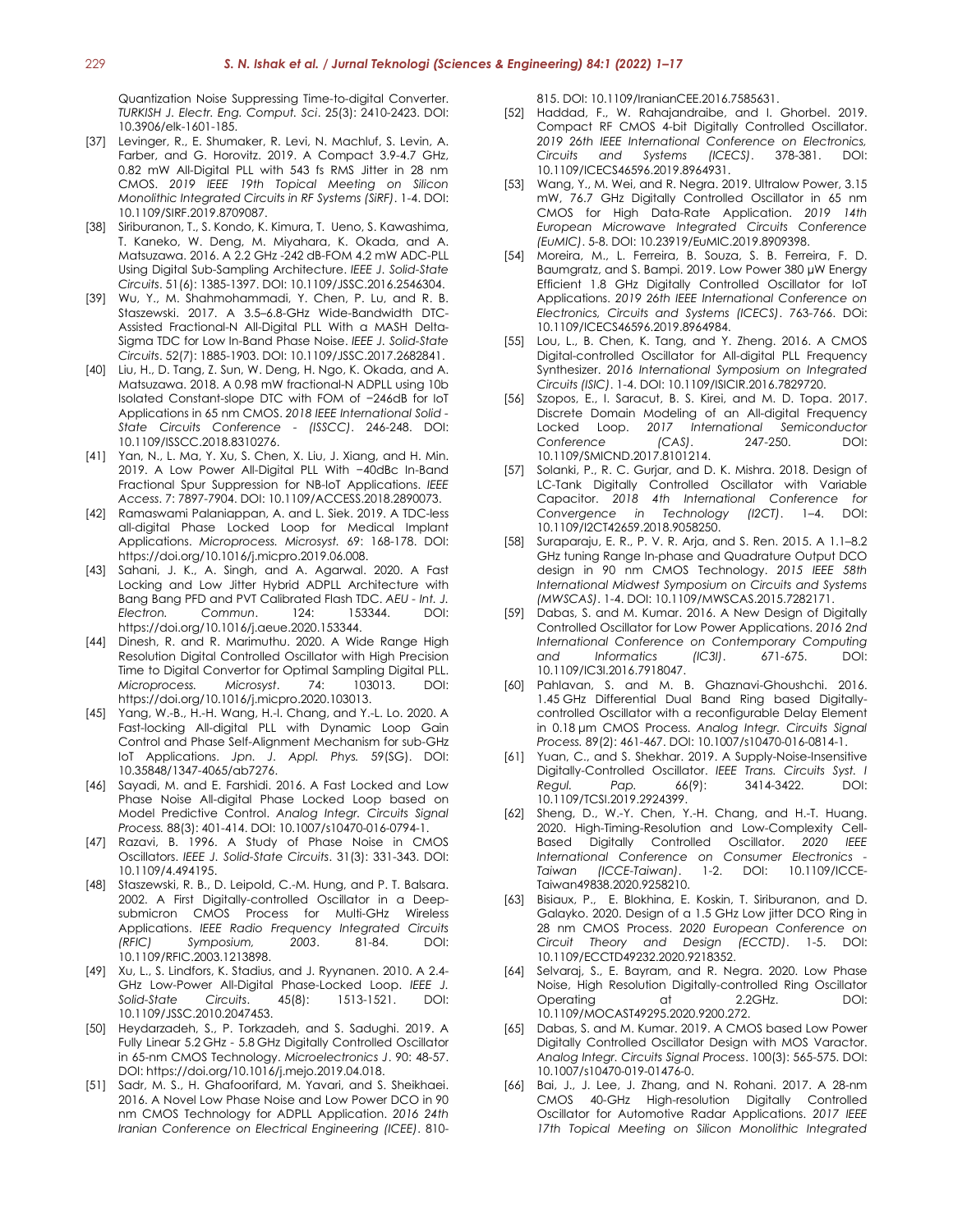Quantization Noise Suppressing Time-to-digital Converter. *TURKISH J. Electr. Eng. Comput. Sci*. 25(3): 2410-2423. DOI: 10.3906/elk-1601-185.

[37] Levinger, R., E. Shumaker, R. Levi, N. Machluf, S. Levin, A. Farber, and G. Horovitz. 2019. A Compact 3.9-4.7 GHz, 0.82 mW All-Digital PLL with 543 fs RMS Jitter in 28 nm CMOS. *2019 IEEE 19th Topical Meeting on Silicon Monolithic Integrated Circuits in RF Systems (SiRF)*. 1-4. DOI: 10.1109/SIRF.2019.8709087.

[38] Siriburanon, T., S. Kondo, K. Kimura, T. Ueno, S. Kawashima, T. Kaneko, W. Deng, M. Miyahara, K. Okada, and A. Matsuzawa. 2016. A 2.2 GHz -242 dB-FOM 4.2 mW ADC-PLL Using Digital Sub-Sampling Architecture. *IEEE J. Solid-State Circuits*. 51(6): 1385-1397. DOI: 10.1109/JSSC.2016.2546304.

[39] Wu, Y., M. Shahmohammadi, Y. Chen, P. Lu, and R. B. Staszewski. 2017. A 3.5–6.8-GHz Wide-Bandwidth DTC-Assisted Fractional-N All-Digital PLL With a MASH Delta-Sigma TDC for Low In-Band Phase Noise. *IEEE J. Solid-State Circuits*. 52(7): 1885-1903. DOI: 10.1109/JSSC.2017.2682841.

[40] Liu, H., D. Tang, Z. Sun, W. Deng, H. Ngo, K. Okada, and A. Matsuzawa. 2018. A 0.98 mW fractional-N ADPLL using 10b Isolated Constant-slope DTC with FOM of −246dB for IoT Applications in 65 nm CMOS. *2018 IEEE International Solid - State Circuits Conference - (ISSCC)*. 246-248. DOI: 10.1109/ISSCC.2018.8310276.

[41] Yan, N., L. Ma, Y. Xu, S. Chen, X. Liu, J. Xiang, and H. Min. 2019. A Low Power All-Digital PLL With −40dBc In-Band Fractional Spur Suppression for NB-IoT Applications. *IEEE Access*. 7: 7897-7904. DOI: 10.1109/ACCESS.2018.2890073.

[42] Ramaswami Palaniappan, A. and L. Siek. 2019. A TDC-less all-digital Phase Locked Loop for Medical Implant Applications. *Microprocess. Microsyst.* 69: 168-178. DOI: https://doi.org/10.1016/j.micpro.2019.06.008.

[43] Sahani, J. K., A. Singh, and A. Agarwal. 2020. A Fast Locking and Low Jitter Hybrid ADPLL Architecture with Bang Bang PFD and PVT Calibrated Flash TDC. *AEU - Int. J. Electron. Commun*. 124: 153344. DOI: https://doi.org/10.1016/j.aeue.2020.153344.

[44] Dinesh, R. and R. Marimuthu. 2020. A Wide Range High Resolution Digital Controlled Oscillator with High Precision Time to Digital Convertor for Optimal Sampling Digital PLL. *Microprocess. Microsyst*. 74: 103013. DOI: https://doi.org/10.1016/j.micpro.2020.103013.

[45] Yang, W.-B., H.-H. Wang, H.-I. Chang, and Y.-L. Lo. 2020. A Fast-locking All-digital PLL with Dynamic Loop Gain Control and Phase Self-Alignment Mechanism for sub-GHz IoT Applications. *Jpn. J. Appl. Phys.* 59(SG). DOI: 10.35848/1347-4065/ab7276.

[46] Sayadi, M. and E. Farshidi. 2016. A Fast Locked and Low Phase Noise All-digital Phase Locked Loop based on Model Predictive Control. *Analog Integr. Circuits Signal Process.* 88(3): 401-414. DOI: 10.1007/s10470-016-0794-1.

[47] Razavi, B. 1996. A Study of Phase Noise in CMOS Oscillators. *IEEE J. Solid-State Circuits*. 31(3): 331-343. DOI: 10.1109/4.494195.

[48] Staszewski, R. B., D. Leipold, C.-M. Hung, and P. T. Balsara. 2002. A First Digitally-controlled Oscillator in a Deep-submicron CMOS Process for Multi-GHz Wireless Applications. *IEEE Radio Frequency Integrated Circuits (RFIC) Symposium, 2003*. 81-84. DOI: 10.1109/RFIC.2003.1213898.

[49] Xu, L., S. Lindfors, K. Stadius, and J. Ryynanen. 2010. A 2.4-GHz Low-Power All-Digital Phase-Locked Loop. *IEEE J. Solid-State Circuits*. 45(8): 1513-1521. DOI: 10.1109/JSSC.2010.2047453.

[50] Heydarzadeh, S., P. Torkzadeh, and S. Sadughi. 2019. A Fully Linear 5.2 GHz - 5.8 GHz Digitally Controlled Oscillator in 65-nm CMOS Technology. *Microelectronics J*. 90: 48-57. DOI: https://doi.org/10.1016/j.mejo.2019.04.018.

[51] Sadr, M. S., H. Ghafoorifard, M. Yavari, and S. Sheikhaei. 2016. A Novel Low Phase Noise and Low Power DCO in 90 nm CMOS Technology for ADPLL Application. *2016 24th Iranian Conference on Electrical Engineering (ICEE)*. 810-815. DOI: 10.1109/IranianCEE.2016.7585631.

[52] Haddad, F., W. Rahajandraibe, and I. Ghorbel. 2019. Compact RF CMOS 4-bit Digitally Controlled Oscillator. *2019 26th IEEE International Conference on Electronics, Circuits and Systems (ICECS)*. 378-381. DOI: 10.1109/ICECS46596.2019.8964931.

[53] Wang, Y., M. Wei, and R. Negra. 2019. Ultralow Power, 3.15 mW, 76.7 GHz Digitally Controlled Oscillator in 65 nm CMOS for High Data-Rate Application. *2019 14th European Microwave Integrated Circuits Conference (EuMIC)*. 5-8. DOI: 10.23919/EuMIC.2019.8909398.

[54] Moreira, M., L. Ferreira, B. Souza, S. B. Ferreira, F. D. Baumgratz, and S. Bampi. 2019. Low Power 380 μW Energy Efficient 1.8 GHz Digitally Controlled Oscillator for IoT Applications. *2019 26th IEEE International Conference on Electronics, Circuits and Systems (ICECS)*. 763-766. DOI: 10.1109/ICECS46596.2019.8964984.

[55] Lou, L., B. Chen, K. Tang, and Y. Zheng. 2016. A CMOS Digital-controlled Oscillator for All-digital PLL Frequency Synthesizer. *2016 International Symposium on Integrated Circuits (ISIC)*. 1-4. DOI: 10.1109/ISICIR.2016.7829720.

[56] Szopos, E., I. Saracut, B. S. Kirei, and M. D. Topa. 2017. Discrete Domain Modeling of an All-digital Frequency Locked Loop. *2017 International Semiconductor Conference (CAS)*. 247-250. DOI: 10.1109/SMICND.2017.8101214.

[57] Solanki, P., R. C. Gurjar, and D. K. Mishra. 2018. Design of LC-Tank Digitally Controlled Oscillator with Variable Capacitor. *2018 4th International Conference for Convergence in Technology (I2CT)*. 1–4. DOI: 10.1109/I2CT42659.2018.9058250.

[58] Suraparaju, E. R., P. V. R. Arja, and S. Ren. 2015. A 1.1–8.2 GHz tuning Range In-phase and Quadrature Output DCO design in 90 nm CMOS Technology. *2015 IEEE 58th International Midwest Symposium on Circuits and Systems (MWSCAS)*. 1-4. DOI: 10.1109/MWSCAS.2015.7282171.

[59] Dabas, S. and M. Kumar. 2016. A New Design of Digitally Controlled Oscillator for Low Power Applications. *2016 2nd International Conference on Contemporary Computing and Informatics (IC3I)*. 671-675. DOI: 10.1109/IC3I.2016.7918047.

[60] Pahlavan, S. and M. B. Ghaznavi-Ghoushchi. 2016. 1.45 GHz Differential Dual Band Ring based Digitally-controlled Oscillator with a reconfigurable Delay Element in 0.18 μm CMOS Process. *Analog Integr. Circuits Signal Process.* 89(2): 461-467. DOI: 10.1007/s10470-016-0814-1.

[61] Yuan, C., and S. Shekhar. 2019. A Supply-Noise-Insensitive Digitally-Controlled Oscillator. *IEEE Trans. Circuits Syst. I Regul. Pap.* 66(9): 3414-3422. DOI: 10.1109/TCSI.2019.2924399.

[62] Sheng, D., W.-Y. Chen, Y.-H. Chang, and H.-T. Huang. 2020. High-Timing-Resolution and Low-Complexity Cell-Based Digitally Controlled Oscillator. *2020 IEEE International Conference on Consumer Electronics - Taiwan (ICCE-Taiwan)*. 1-2. DOI: 10.1109/ICCE-Taiwan49838.2020.9258210.

[63] Bisiaux, P., E. Blokhina, E. Koskin, T. Siriburanon, and D. Galayko. 2020. Design of a 1.5 GHz Low jitter DCO Ring in 28 nm CMOS Process. *2020 European Conference on Circuit Theory and Design (ECCTD)*. 1-5. DOI: 10.1109/ECCTD49232.2020.9218352.

[64] Selvaraj, S., E. Bayram, and R. Negra. 2020. Low Phase Noise, High Resolution Digitally-controlled Ring Oscillator Operating at 2.2GHz. DOI: 10.1109/MOCAST49295.2020.9200.272.

[65] Dabas, S. and M. Kumar. 2019. A CMOS based Low Power Digitally Controlled Oscillator Design with MOS Varactor. *Analog Integr. Circuits Signal Process*. 100(3): 565-575. DOI: 10.1007/s10470-019-01476-0.

[66] Bai, J., J. Lee, J. Zhang, and N. Rohani. 2017. A 28-nm CMOS 40-GHz High-resolution Digitally Controlled Oscillator for Automotive Radar Applications. *2017 IEEE 17th Topical Meeting on Silicon Monolithic Integrated*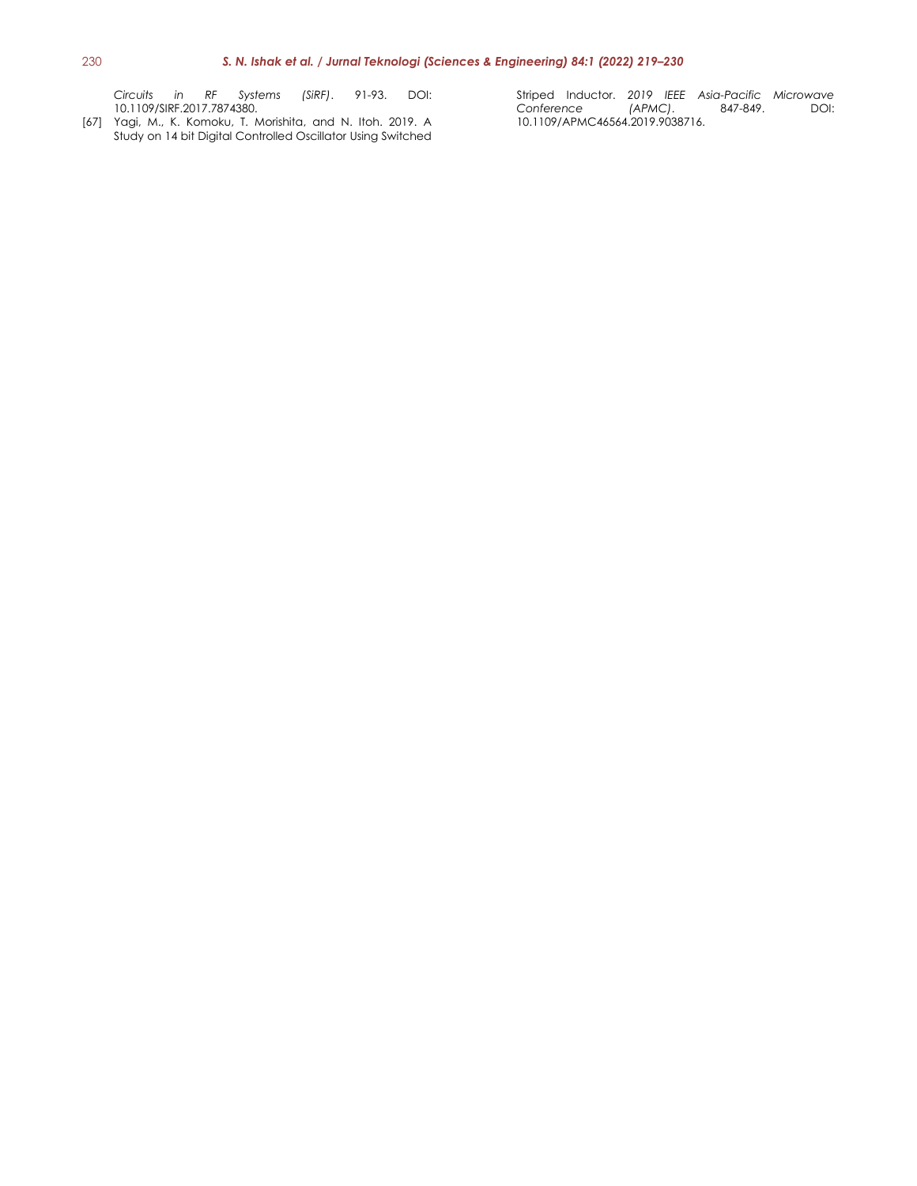*Circuits in RF Systems (SiRF)*. 91-93. DOI: 10.1109/SIRF.2017.7874380.

[67] Yagi, M., K. Komoku, T. Morishita, and N. Itoh. 2019. A Study on 14 bit Digital Controlled Oscillator Using Switched Striped Inductor. *2019 IEEE Asia-Pacific Microwave Conference (APMC)*. 847-849. DOI: 10.1109/APMC46564.2019.9038716.